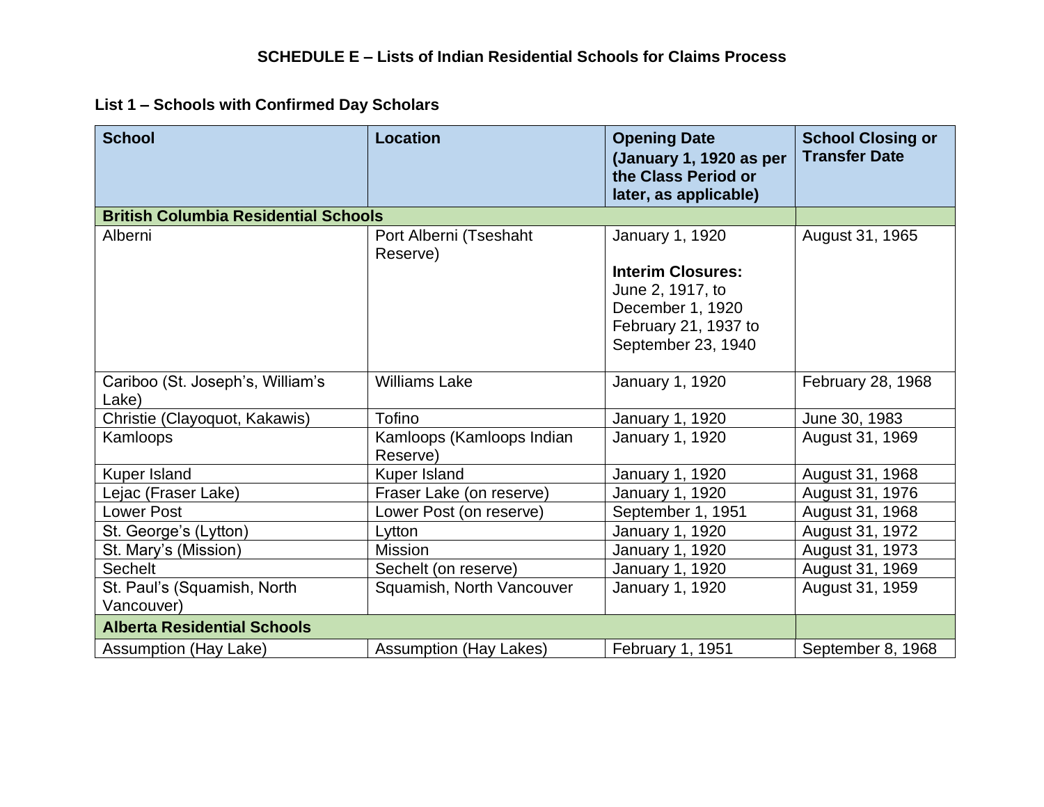**SCHEDULE E – Lists of Indian Residential Schools for Claims Process**

**List 1 – Schools with Confirmed Day Scholars**

| School | Location | Opening Date (January 1, 1920 as per the Class Period or later, as applicable) | School Closing or Transfer Date |
|---|---|---|---|
| **British Columbia Residential Schools** | | | |
| Alberni | Port Alberni (Tseshaht Reserve) | January 1, 1920<br><br>**Interim Closures:**<br>June 2, 1917, to December 1, 1920<br>February 21, 1937 to September 23, 1940 | August 31, 1965 |
| Cariboo (St. Joseph's, William's Lake) | Williams Lake | January 1, 1920 | February 28, 1968 |
| Christie (Clayoquot, Kakawis) | Tofino | January 1, 1920 | June 30, 1983 |
| Kamloops | Kamloops (Kamloops Indian Reserve) | January 1, 1920 | August 31, 1969 |
| Kuper Island | Kuper Island | January 1, 1920 | August 31, 1968 |
| Lejac (Fraser Lake) | Fraser Lake (on reserve) | January 1, 1920 | August 31, 1976 |
| Lower Post | Lower Post (on reserve) | September 1, 1951 | August 31, 1968 |
| St. George's (Lytton) | Lytton | January 1, 1920 | August 31, 1972 |
| St. Mary's (Mission) | Mission | January 1, 1920 | August 31, 1973 |
| Sechelt | Sechelt (on reserve) | January 1, 1920 | August 31, 1969 |
| St. Paul's (Squamish, North Vancouver) | Squamish, North Vancouver | January 1, 1920 | August 31, 1959 |
| **Alberta Residential Schools** | | | |
| Assumption (Hay Lake) | Assumption (Hay Lakes) | February 1, 1951 | September 8, 1968 |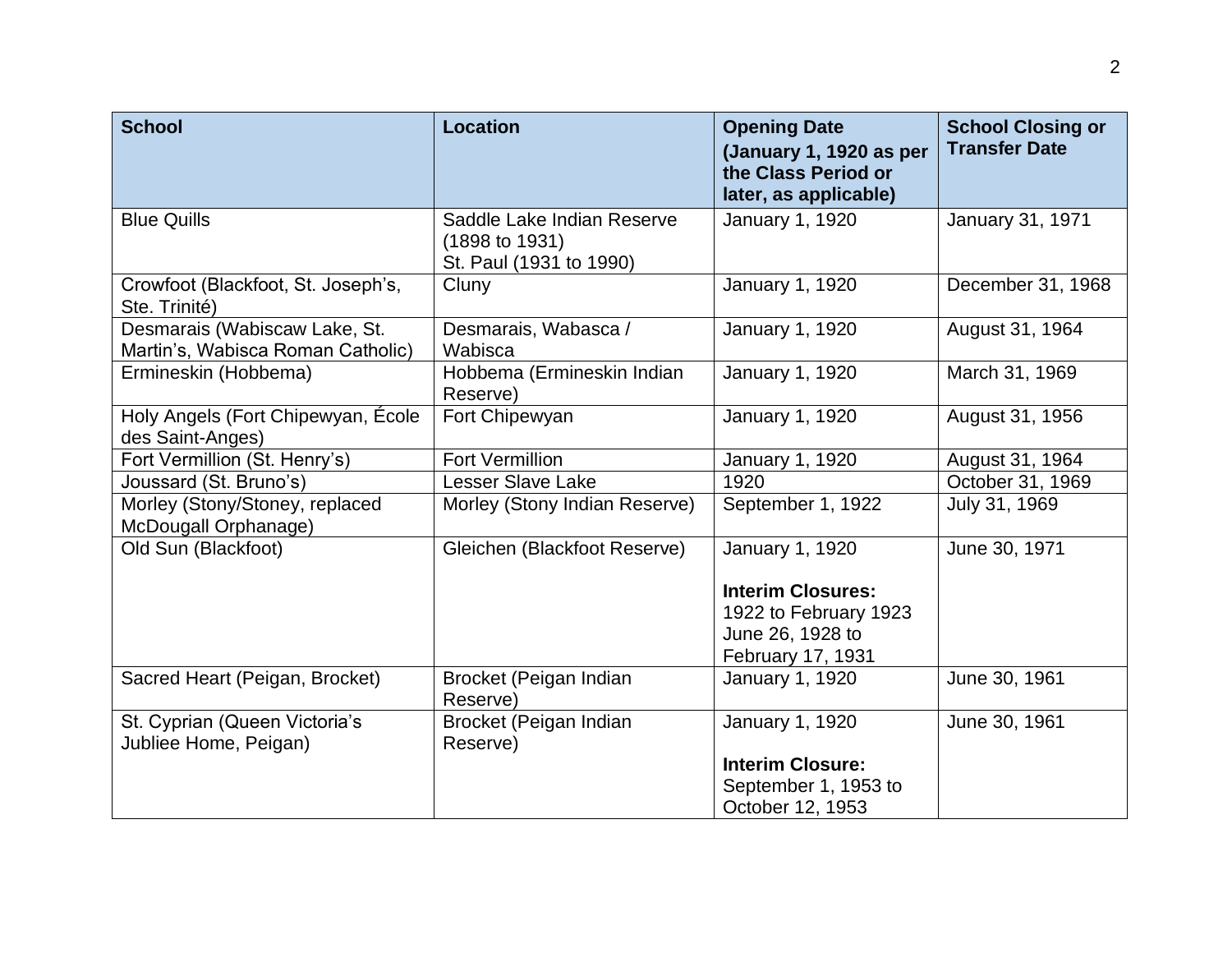| School | Location | Opening Date (January 1, 1920 as per the Class Period or later, as applicable) | School Closing or Transfer Date |
|---|---|---|---|
| Blue Quills | Saddle Lake Indian Reserve (1898 to 1931)<br>St. Paul (1931 to 1990) | January 1, 1920 | January 31, 1971 |
| Crowfoot (Blackfoot, St. Joseph's, Ste. Trinité) | Cluny | January 1, 1920 | December 31, 1968 |
| Desmarais (Wabiscaw Lake, St. Martin's, Wabisca Roman Catholic) | Desmarais, Wabasca / Wabisca | January 1, 1920 | August 31, 1964 |
| Ermineskin (Hobbema) | Hobbema (Ermineskin Indian Reserve) | January 1, 1920 | March 31, 1969 |
| Holy Angels (Fort Chipewyan, École des Saint-Anges) | Fort Chipewyan | January 1, 1920 | August 31, 1956 |
| Fort Vermillion (St. Henry's) | Fort Vermillion | January 1, 1920 | August 31, 1964 |
| Joussard (St. Bruno's) | Lesser Slave Lake | 1920 | October 31, 1969 |
| Morley (Stony/Stoney, replaced McDougall Orphanage) | Morley (Stony Indian Reserve) | September 1, 1922 | July 31, 1969 |
| Old Sun (Blackfoot) | Gleichen (Blackfoot Reserve) | January 1, 1920<br><br>**Interim Closures:**<br>1922 to February 1923<br>June 26, 1928 to February 17, 1931 | June 30, 1971 |
| Sacred Heart (Peigan, Brocket) | Brocket (Peigan Indian Reserve) | January 1, 1920 | June 30, 1961 |
| St. Cyprian (Queen Victoria's Jubliee Home, Peigan) | Brocket (Peigan Indian Reserve) | January 1, 1920<br><br>**Interim Closure:**<br>September 1, 1953 to October 12, 1953 | June 30, 1961 |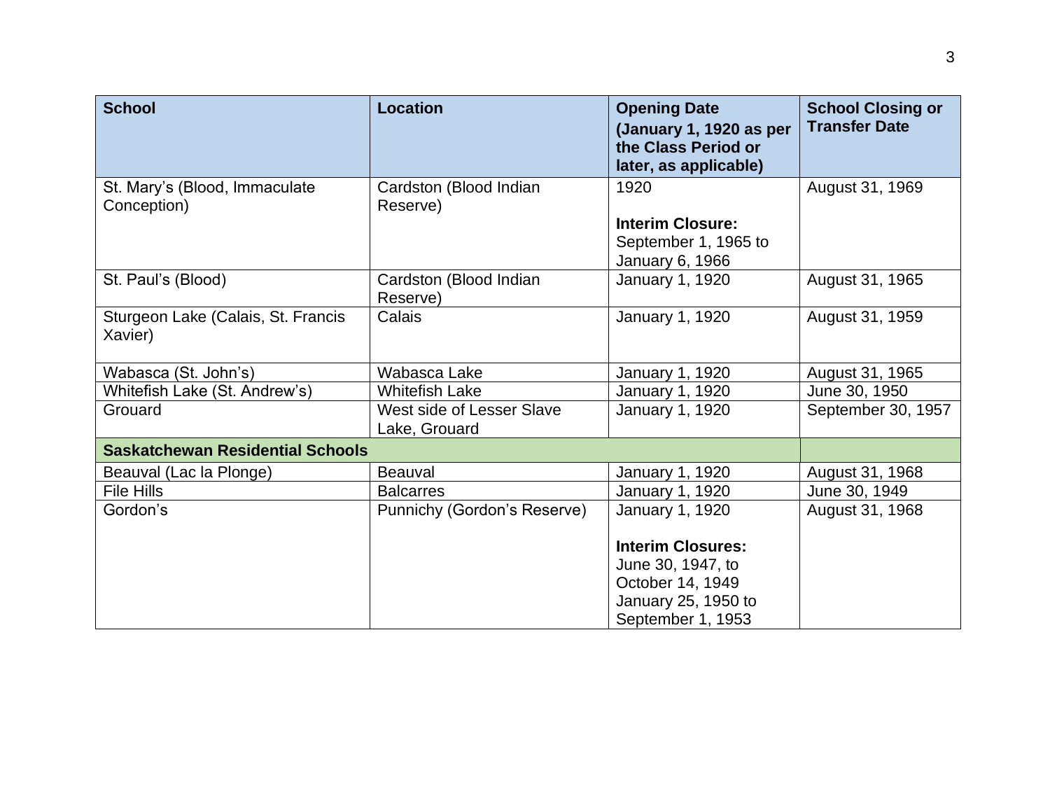| School | Location | Opening Date (January 1, 1920 as per the Class Period or later, as applicable) | School Closing or Transfer Date |
|---|---|---|---|
| St. Mary's (Blood, Immaculate Conception) | Cardston (Blood Indian Reserve) | 1920<br><br>**Interim Closure:** September 1, 1965 to January 6, 1966 | August 31, 1969 |
| St. Paul's (Blood) | Cardston (Blood Indian Reserve) | January 1, 1920 | August 31, 1965 |
| Sturgeon Lake (Calais, St. Francis Xavier) | Calais | January 1, 1920 | August 31, 1959 |
| Wabasca (St. John's) | Wabasca Lake | January 1, 1920 | August 31, 1965 |
| Whitefish Lake (St. Andrew's) | Whitefish Lake | January 1, 1920 | June 30, 1950 |
| Grouard | West side of Lesser Slave Lake, Grouard | January 1, 1920 | September 30, 1957 |
| **Saskatchewan Residential Schools** | | | |
| Beauval (Lac la Plonge) | Beauval | January 1, 1920 | August 31, 1968 |
| File Hills | Balcarres | January 1, 1920 | June 30, 1949 |
| Gordon's | Punnichy (Gordon's Reserve) | January 1, 1920<br><br>**Interim Closures:** June 30, 1947, to October 14, 1949 January 25, 1950 to September 1, 1953 | August 31, 1968 |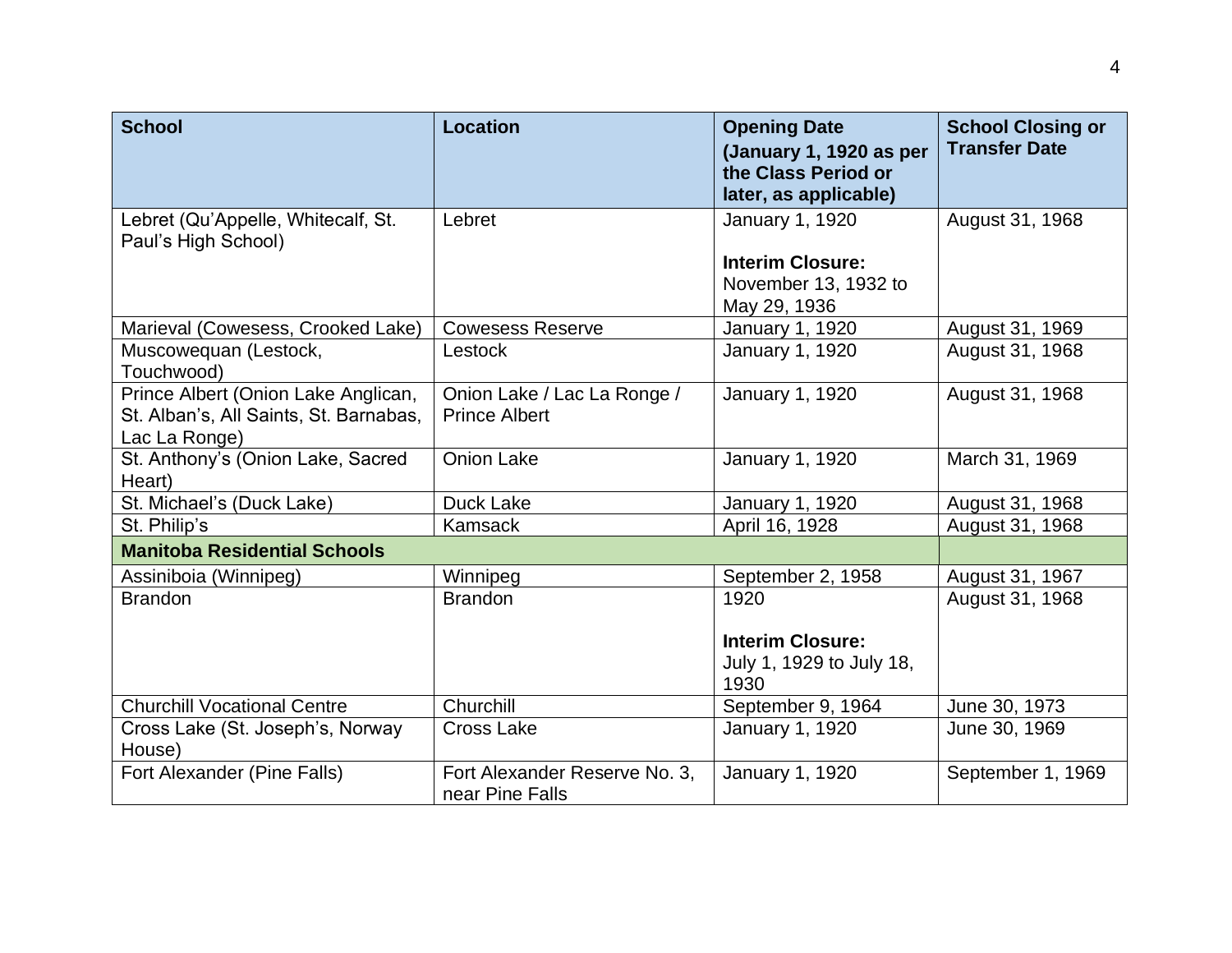| School | Location | Opening Date (January 1, 1920 as per the Class Period or later, as applicable) | School Closing or Transfer Date |
|---|---|---|---|
| Lebret (Qu'Appelle, Whitecalf, St. Paul's High School) | Lebret | January 1, 1920<br><br>**Interim Closure:** November 13, 1932 to May 29, 1936 | August 31, 1968 |
| Marieval (Cowesess, Crooked Lake) | Cowesess Reserve | January 1, 1920 | August 31, 1969 |
| Muscowequan (Lestock, Touchwood) | Lestock | January 1, 1920 | August 31, 1968 |
| Prince Albert (Onion Lake Anglican, St. Alban's, All Saints, St. Barnabas, Lac La Ronge) | Onion Lake / Lac La Ronge / Prince Albert | January 1, 1920 | August 31, 1968 |
| St. Anthony's (Onion Lake, Sacred Heart) | Onion Lake | January 1, 1920 | March 31, 1969 |
| St. Michael's (Duck Lake) | Duck Lake | January 1, 1920 | August 31, 1968 |
| St. Philip's | Kamsack | April 16, 1928 | August 31, 1968 |
| **Manitoba Residential Schools** | | | |
| Assiniboia (Winnipeg) | Winnipeg | September 2, 1958 | August 31, 1967 |
| Brandon | Brandon | 1920<br><br>**Interim Closure:** July 1, 1929 to July 18, 1930 | August 31, 1968 |
| Churchill Vocational Centre | Churchill | September 9, 1964 | June 30, 1973 |
| Cross Lake (St. Joseph's, Norway House) | Cross Lake | January 1, 1920 | June 30, 1969 |
| Fort Alexander (Pine Falls) | Fort Alexander Reserve No. 3, near Pine Falls | January 1, 1920 | September 1, 1969 |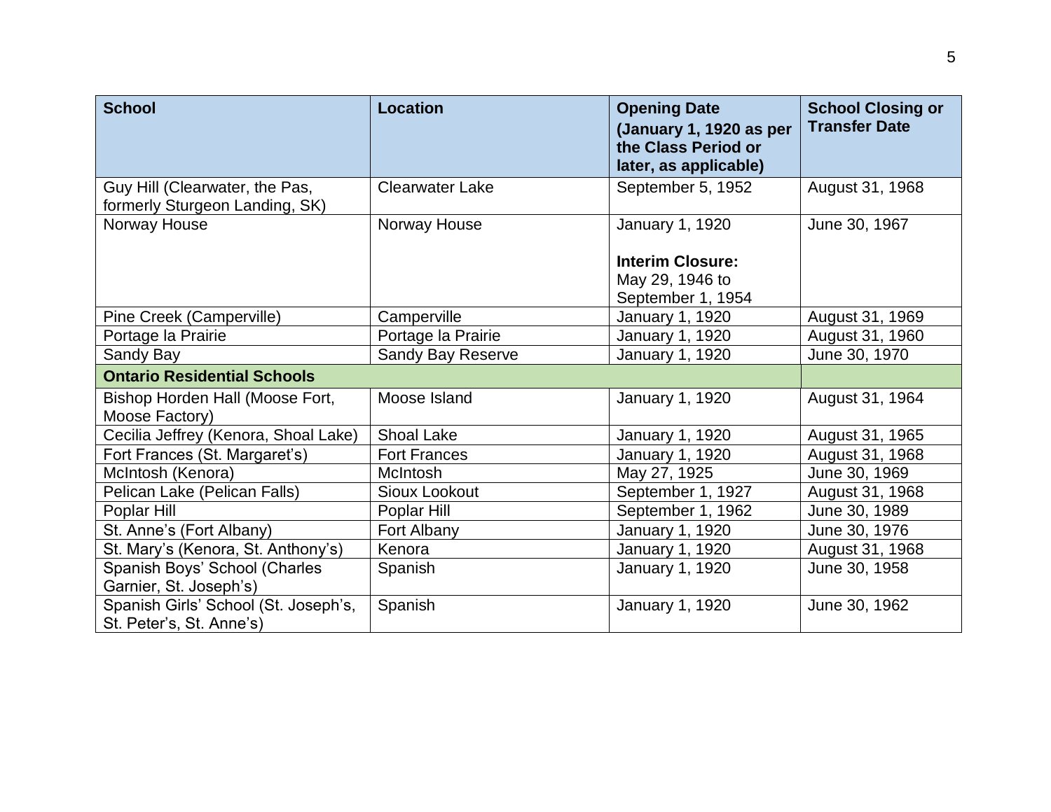| School | Location | Opening Date (January 1, 1920 as per the Class Period or later, as applicable) | School Closing or Transfer Date |
|---|---|---|---|
| Guy Hill (Clearwater, the Pas, formerly Sturgeon Landing, SK) | Clearwater Lake | September 5, 1952 | August 31, 1968 |
| Norway House | Norway House | January 1, 1920<br><br>**Interim Closure:** May 29, 1946 to September 1, 1954 | June 30, 1967 |
| Pine Creek (Camperville) | Camperville | January 1, 1920 | August 31, 1969 |
| Portage la Prairie | Portage la Prairie | January 1, 1920 | August 31, 1960 |
| Sandy Bay | Sandy Bay Reserve | January 1, 1920 | June 30, 1970 |
| **Ontario Residential Schools** | | | |
| Bishop Horden Hall (Moose Fort, Moose Factory) | Moose Island | January 1, 1920 | August 31, 1964 |
| Cecilia Jeffrey (Kenora, Shoal Lake) | Shoal Lake | January 1, 1920 | August 31, 1965 |
| Fort Frances (St. Margaret's) | Fort Frances | January 1, 1920 | August 31, 1968 |
| McIntosh (Kenora) | McIntosh | May 27, 1925 | June 30, 1969 |
| Pelican Lake (Pelican Falls) | Sioux Lookout | September 1, 1927 | August 31, 1968 |
| Poplar Hill | Poplar Hill | September 1, 1962 | June 30, 1989 |
| St. Anne's (Fort Albany) | Fort Albany | January 1, 1920 | June 30, 1976 |
| St. Mary's (Kenora, St. Anthony's) | Kenora | January 1, 1920 | August 31, 1968 |
| Spanish Boys' School (Charles Garnier, St. Joseph's) | Spanish | January 1, 1920 | June 30, 1958 |
| Spanish Girls' School (St. Joseph's, St. Peter's, St. Anne's) | Spanish | January 1, 1920 | June 30, 1962 |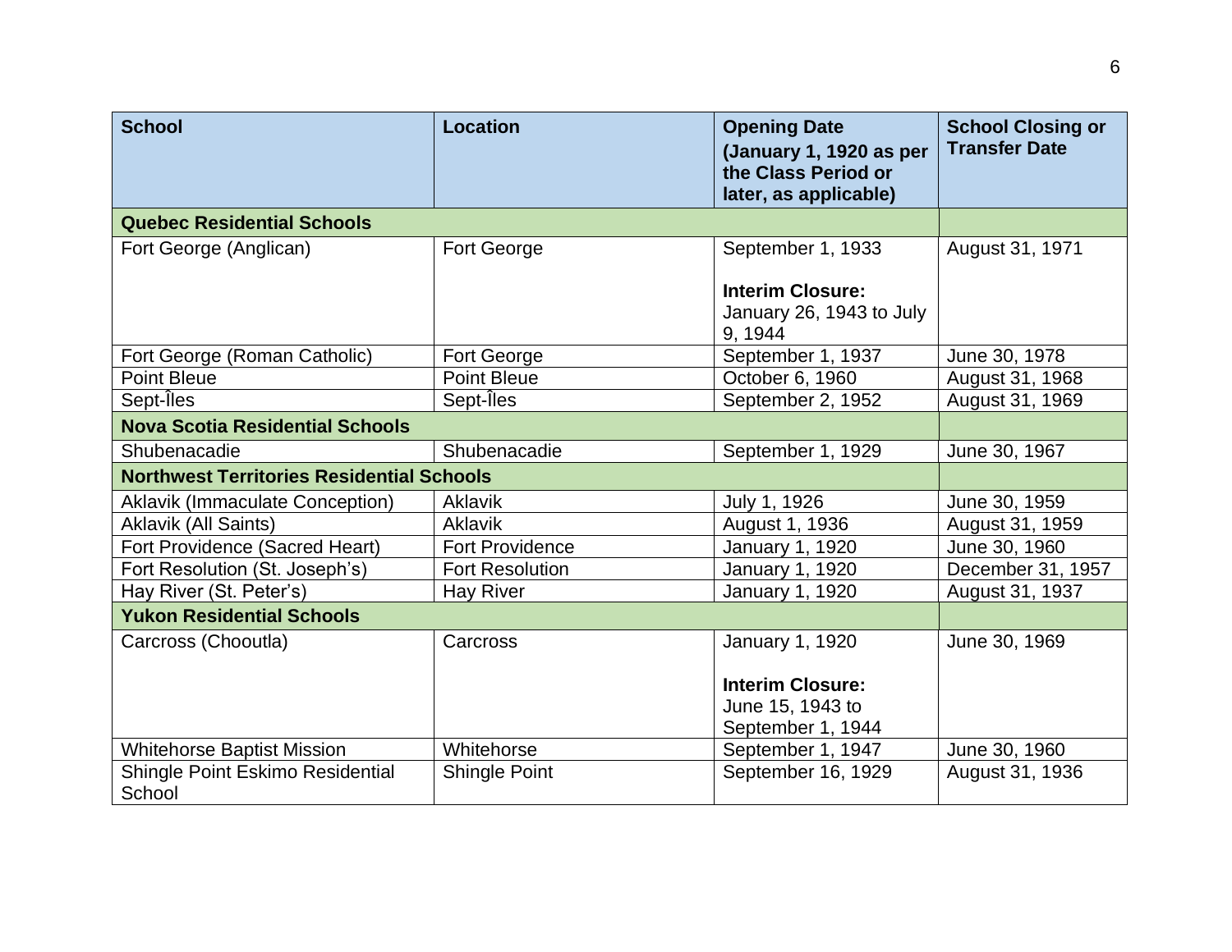| School | Location | Opening Date (January 1, 1920 as per the Class Period or later, as applicable) | School Closing or Transfer Date |
| --- | --- | --- | --- |
| **Quebec Residential Schools** | | | |
| Fort George (Anglican) | Fort George | September 1, 1933<br><br>**Interim Closure:** January 26, 1943 to July 9, 1944 | August 31, 1971 |
| Fort George (Roman Catholic) | Fort George | September 1, 1937 | June 30, 1978 |
| Point Bleue | Point Bleue | October 6, 1960 | August 31, 1968 |
| Sept-Îles | Sept-Îles | September 2, 1952 | August 31, 1969 |
| **Nova Scotia Residential Schools** | | | |
| Shubenacadie | Shubenacadie | September 1, 1929 | June 30, 1967 |
| **Northwest Territories Residential Schools** | | | |
| Aklavik (Immaculate Conception) | Aklavik | July 1, 1926 | June 30, 1959 |
| Aklavik (All Saints) | Aklavik | August 1, 1936 | August 31, 1959 |
| Fort Providence (Sacred Heart) | Fort Providence | January 1, 1920 | June 30, 1960 |
| Fort Resolution (St. Joseph's) | Fort Resolution | January 1, 1920 | December 31, 1957 |
| Hay River (St. Peter's) | Hay River | January 1, 1920 | August 31, 1937 |
| **Yukon Residential Schools** | | | |
| Carcross (Chooutla) | Carcross | January 1, 1920<br><br>**Interim Closure:** June 15, 1943 to September 1, 1944 | June 30, 1969 |
| Whitehorse Baptist Mission | Whitehorse | September 1, 1947 | June 30, 1960 |
| Shingle Point Eskimo Residential School | Shingle Point | September 16, 1929 | August 31, 1936 |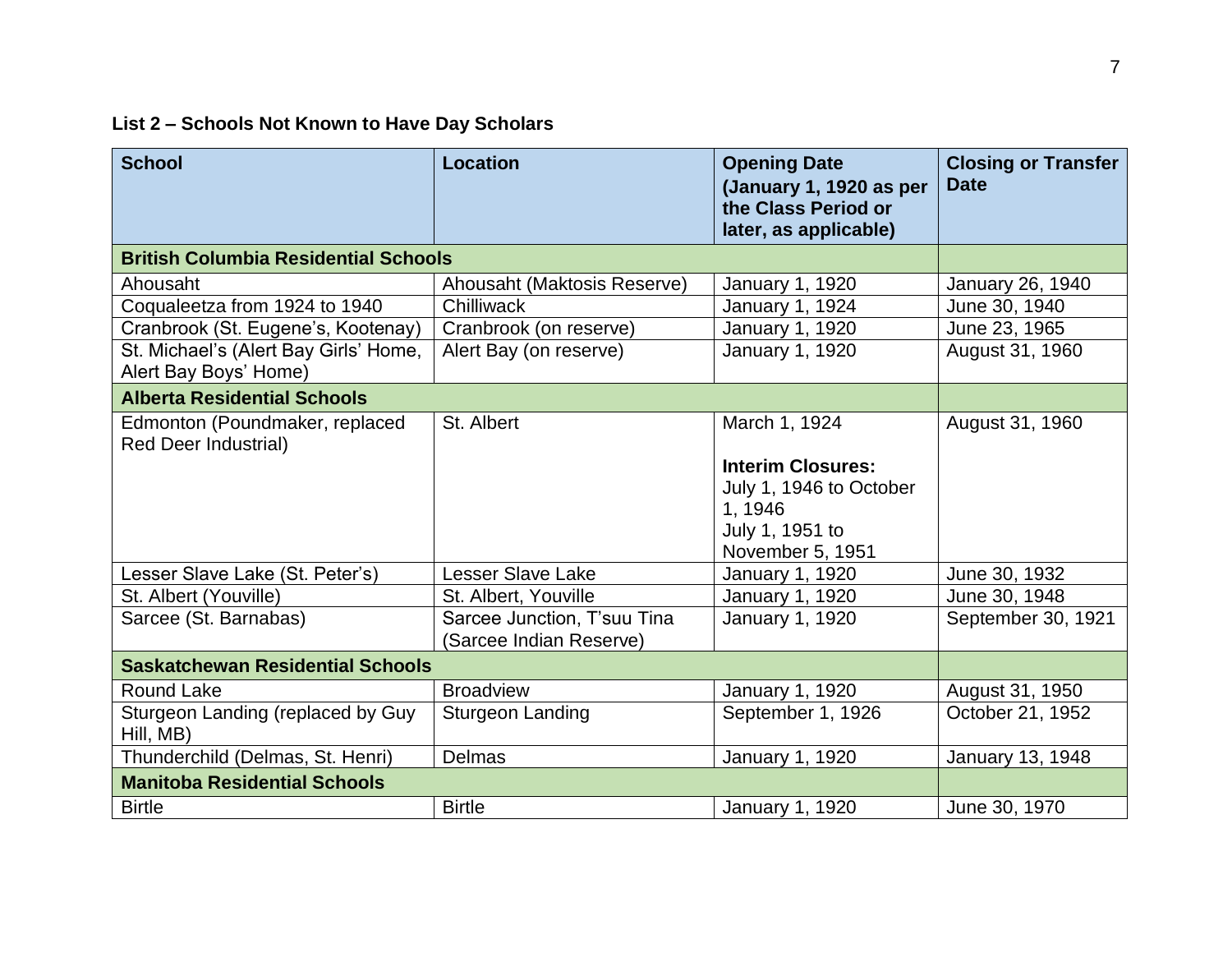**List 2 – Schools Not Known to Have Day Scholars**

| School | Location | Opening Date (January 1, 1920 as per the Class Period or later, as applicable) | Closing or Transfer Date |
|---|---|---|---|
| **British Columbia Residential Schools** | | | |
| Ahousaht | Ahousaht (Maktosis Reserve) | January 1, 1920 | January 26, 1940 |
| Coqualeetza from 1924 to 1940 | Chilliwack | January 1, 1924 | June 30, 1940 |
| Cranbrook (St. Eugene's, Kootenay) | Cranbrook (on reserve) | January 1, 1920 | June 23, 1965 |
| St. Michael's (Alert Bay Girls' Home, Alert Bay Boys' Home) | Alert Bay (on reserve) | January 1, 1920 | August 31, 1960 |
| **Alberta Residential Schools** | | | |
| Edmonton (Poundmaker, replaced Red Deer Industrial) | St. Albert | March 1, 1924<br><br>**Interim Closures:**<br>July 1, 1946 to October 1, 1946<br>July 1, 1951 to November 5, 1951 | August 31, 1960 |
| Lesser Slave Lake (St. Peter's) | Lesser Slave Lake | January 1, 1920 | June 30, 1932 |
| St. Albert (Youville) | St. Albert, Youville | January 1, 1920 | June 30, 1948 |
| Sarcee (St. Barnabas) | Sarcee Junction, T'suu Tina (Sarcee Indian Reserve) | January 1, 1920 | September 30, 1921 |
| **Saskatchewan Residential Schools** | | | |
| Round Lake | Broadview | January 1, 1920 | August 31, 1950 |
| Sturgeon Landing (replaced by Guy Hill, MB) | Sturgeon Landing | September 1, 1926 | October 21, 1952 |
| Thunderchild (Delmas, St. Henri) | Delmas | January 1, 1920 | January 13, 1948 |
| **Manitoba Residential Schools** | | | |
| Birtle | Birtle | January 1, 1920 | June 30, 1970 |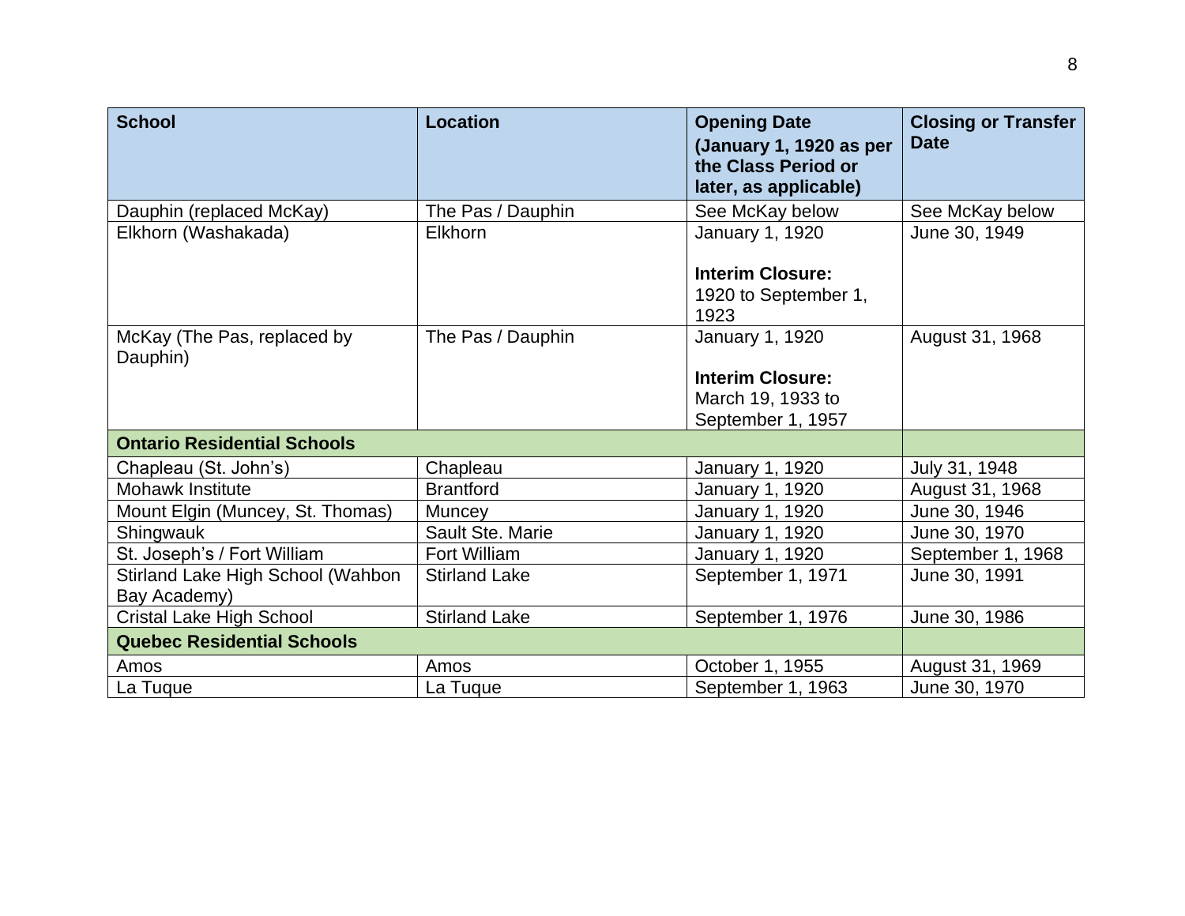| School | Location | Opening Date (January 1, 1920 as per the Class Period or later, as applicable) | Closing or Transfer Date |
|---|---|---|---|
| Dauphin (replaced McKay) | The Pas / Dauphin | See McKay below | See McKay below |
| Elkhorn (Washakada) | Elkhorn | January 1, 1920<br><br>**Interim Closure:** 1920 to September 1, 1923 | June 30, 1949 |
| McKay (The Pas, replaced by Dauphin) | The Pas / Dauphin | January 1, 1920<br><br>**Interim Closure:** March 19, 1933 to September 1, 1957 | August 31, 1968 |
| **Ontario Residential Schools** | | | |
| Chapleau (St. John's) | Chapleau | January 1, 1920 | July 31, 1948 |
| Mohawk Institute | Brantford | January 1, 1920 | August 31, 1968 |
| Mount Elgin (Muncey, St. Thomas) | Muncey | January 1, 1920 | June 30, 1946 |
| Shingwauk | Sault Ste. Marie | January 1, 1920 | June 30, 1970 |
| St. Joseph's / Fort William | Fort William | January 1, 1920 | September 1, 1968 |
| Stirland Lake High School (Wahbon Bay Academy) | Stirland Lake | September 1, 1971 | June 30, 1991 |
| Cristal Lake High School | Stirland Lake | September 1, 1976 | June 30, 1986 |
| **Quebec Residential Schools** | | | |
| Amos | Amos | October 1, 1955 | August 31, 1969 |
| La Tuque | La Tuque | September 1, 1963 | June 30, 1970 |